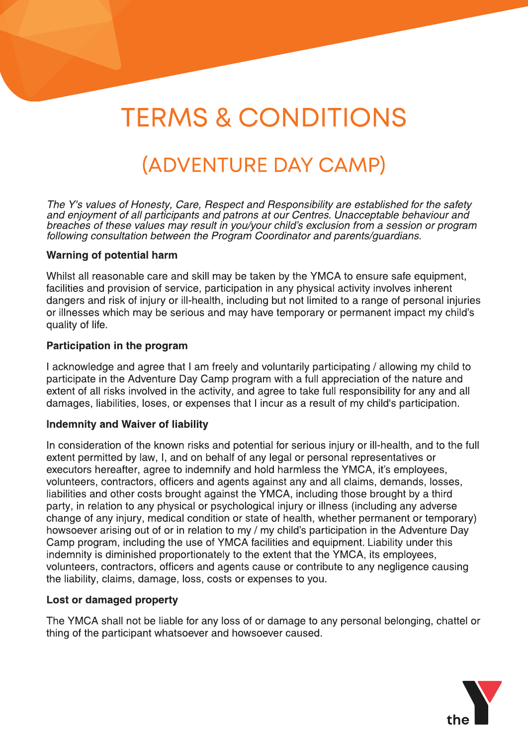# TERMS & CONDITIONS

## (ADVENTURE DAY CAMP)

*The Y's values of Honesty, Care, Respect and Responsibility are established for the safety and enjoyment of all participants and patrons at our Centres. Unacceptable behaviour and breaches of these values may result in you/your child's exclusion from a session or program following consultation between the Program Coordinator and parents/guardians.*

**Warning of potential harm**

Whilst all reasonable care and skill may be taken by the YMCA to ensure safe equipment, facilities and provision of service, participation in any physical activity involves inherent dangers and risk of injury or ill-health, including but not limited to a range of personal injuries or illnesses which may be serious and may have temporary or permanent impact my child's quality of life.

**Participation in the program**

I acknowledge and agree that I am freely and voluntarily participating / allowing my child to participate in the Adventure Day Camp program with a full appreciation of the nature and extent of all risks involved in the activity, and agree to take full responsibility for any and all damages, liabilities, loses, or expenses that I incur as a result of my child's participation.

**Indemnity and Waiver of liability**

In consideration of the known risks and potential for serious injury or ill-health, and to the full extent permitted by law, I, and on behalf of any legal or personal representatives or executors hereafter, agree to indemnify and hold harmless the YMCA, it's employees, volunteers, contractors, officers and agents against any and all claims, demands, losses, liabilities and other costs brought against the YMCA, including those brought by a third party, in relation to any physical or psychological injury or illness (including any adverse change of any injury, medical condition or state of health, whether permanent or temporary) howsoever arising out of or in relation to my / my child's participation in the Adventure Day Camp program, including the use of YMCA facilities and equipment. Liability under this indemnity is diminished proportionately to the extent that the YMCA, its employees, volunteers, contractors, officers and agents cause or contribute to any negligence causing the liability, claims, damage, loss, costs or expenses to you.

**Lost or damaged property**

The YMCA shall not be liable for any loss of or damage to any personal belonging, chattel or thing of the participant whatsoever and howsoever caused.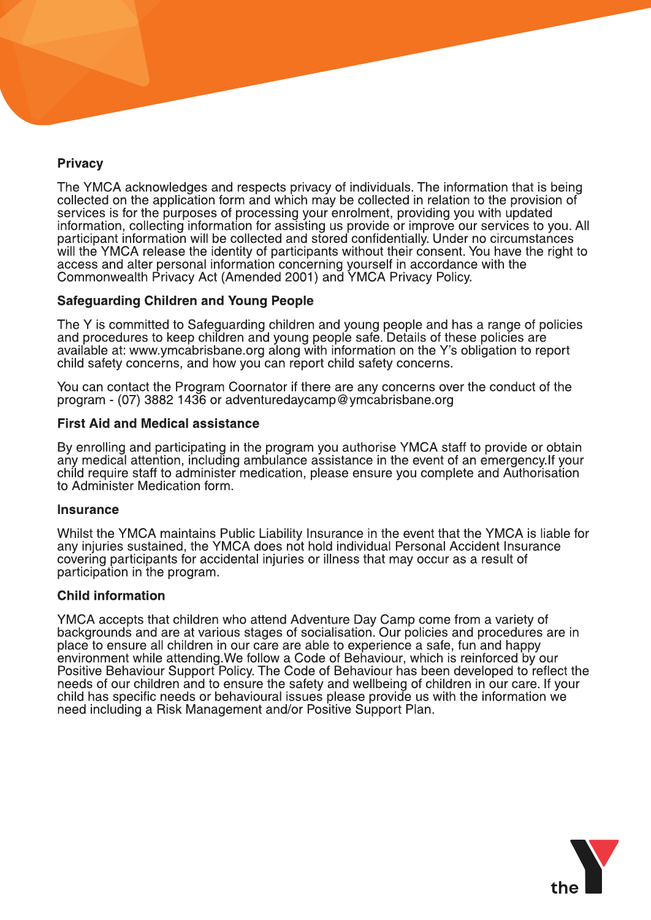## Privacy

The YMCA acknowledges and respects privacy of individuals. The information that is being collected on the application form and which may be collected in relation to the provision of services is for the purposes of processing your enrolment, providing you with updated information, collecting information for assisting us provide or improve our services to you. All participant information will be collected and stored confidentially. Under no circumstances will the YMCA release the identity of participants without their consent. You have the right to access and alter personal information concerning yourself in accordance with the Commonwealth Privacy Act (Amended 2001) and YMCA Privacy Policy.

## Safeguarding Children and Young People

The Y is committed to Safeguarding children and young people and has a range of policies and procedures to keep children and young people safe. Details of these policies are available at: www.ymcabrisbane.org along with information on the Y's obligation to report child safety concerns, and how you can report child safety concerns.

You can contact the Program Coornator if there are any concerns over the conduct of the program - (07) 3882 1436 or adventuredaycamp@ymcabrisbane.org

## First Aid and Medical assistance

By enrolling and participating in the program you authorise YMCA staff to provide or obtain any medical attention, including ambulance assistance in the event of an emergency.If your child require staff to administer medication, please ensure you complete and Authorisation to Administer Medication form.

## Insurance

Whilst the YMCA maintains Public Liability Insurance in the event that the YMCA is liable for any injuries sustained, the YMCA does not hold individual Personal Accident Insurance covering participants for accidental injuries or illness that may occur as a result of participation in the program.

## Child information

YMCA accepts that children who attend Adventure Day Camp come from a variety of backgrounds and are at various stages of socialisation. Our policies and procedures are in place to ensure all children in our care are able to experience a safe, fun and happy environment while attending.We follow a Code of Behaviour, which is reinforced by our Positive Behaviour Support Policy. The Code of Behaviour has been developed to reflect the needs of our children and to ensure the safety and wellbeing of children in our care. If your child has specific needs or behavioural issues please provide us with the information we need including a Risk Management and/or Positive Support Plan.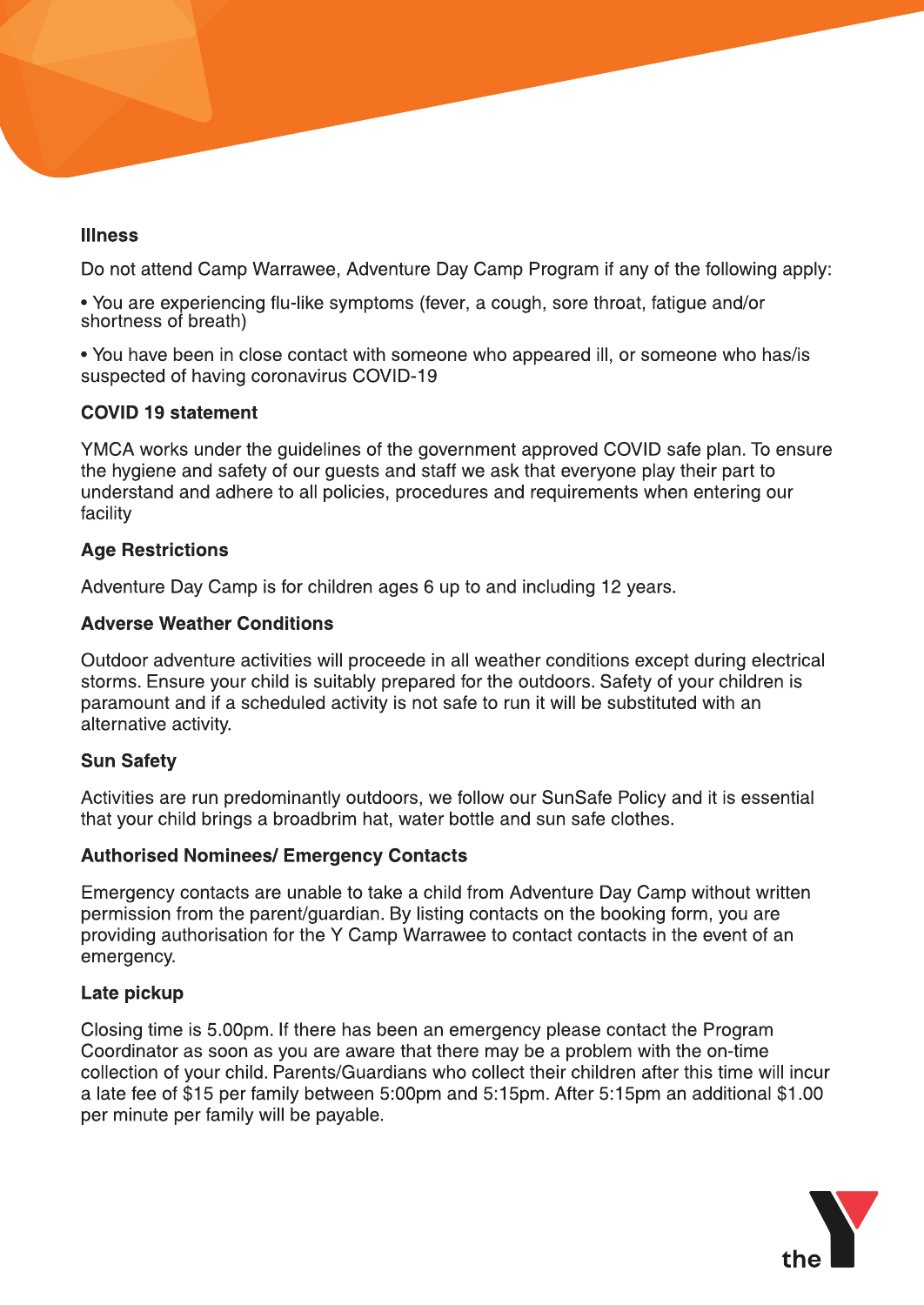**Illness**

Do not attend Camp Warrawee, Adventure Day Camp Program if any of the following apply:

- You are experiencing flu-like symptoms (fever, a cough, sore throat, fatigue and/or shortness of breath)
- You have been in close contact with someone who appeared ill, or someone who has/is suspected of having coronavirus COVID-19

**COVID 19 statement**

YMCA works under the guidelines of the government approved COVID safe plan. To ensure the hygiene and safety of our guests and staff we ask that everyone play their part to understand and adhere to all policies, procedures and requirements when entering our facility

**Age Restrictions**

Adventure Day Camp is for children ages 6 up to and including 12 years.

**Adverse Weather Conditions**

Outdoor adventure activities will proceede in all weather conditions except during electrical storms. Ensure your child is suitably prepared for the outdoors. Safety of your children is paramount and if a scheduled activity is not safe to run it will be substituted with an alternative activity.

**Sun Safety**

Activities are run predominantly outdoors, we follow our SunSafe Policy and it is essential that your child brings a broadbrim hat, water bottle and sun safe clothes.

**Authorised Nominees/ Emergency Contacts**

Emergency contacts are unable to take a child from Adventure Day Camp without written permission from the parent/guardian. By listing contacts on the booking form, you are providing authorisation for the Y Camp Warrawee to contact contacts in the event of an emergency.

**Late pickup**

Closing time is 5.00pm. If there has been an emergency please contact the Program Coordinator as soon as you are aware that there may be a problem with the on-time collection of your child. Parents/Guardians who collect their children after this time will incur a late fee of $15 per family between 5:00pm and 5:15pm. After 5:15pm an additional $1.00 per minute per family will be payable.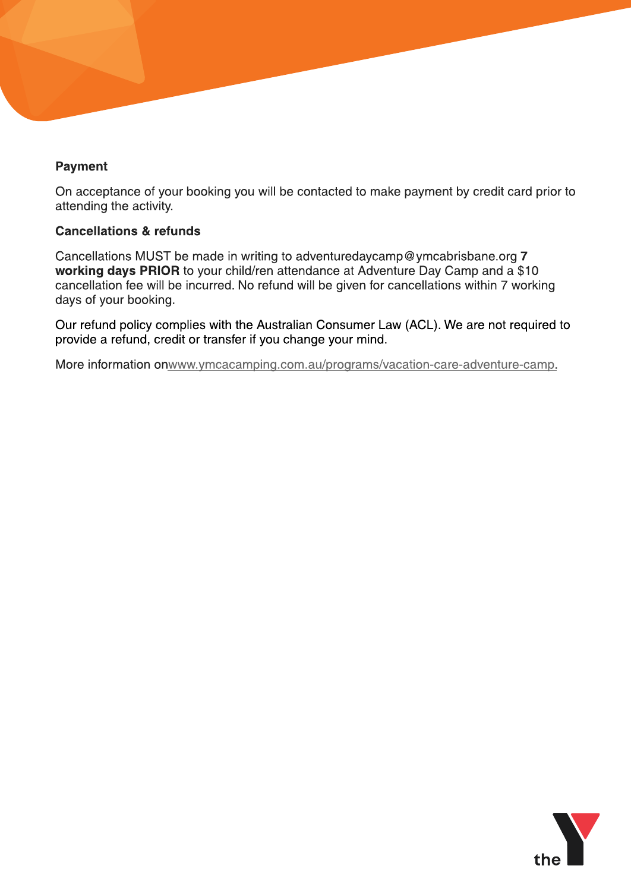**Payment**

On acceptance of your booking you will be contacted to make payment by credit card prior to attending the activity.

**Cancellations & refunds**

Cancellations MUST be made in writing to adventuredaycamp@ymcabrisbane.org **7 working days PRIOR** to your child/ren attendance at Adventure Day Camp and a $10 cancellation fee will be incurred. No refund will be given for cancellations within 7 working days of your booking.

Our refund policy complies with the Australian Consumer Law (ACL). We are not required to provide a refund, credit or transfer if you change your mind.

More information onwww.ymcacamping.com.au/programs/vacation-care-adventure-camp.